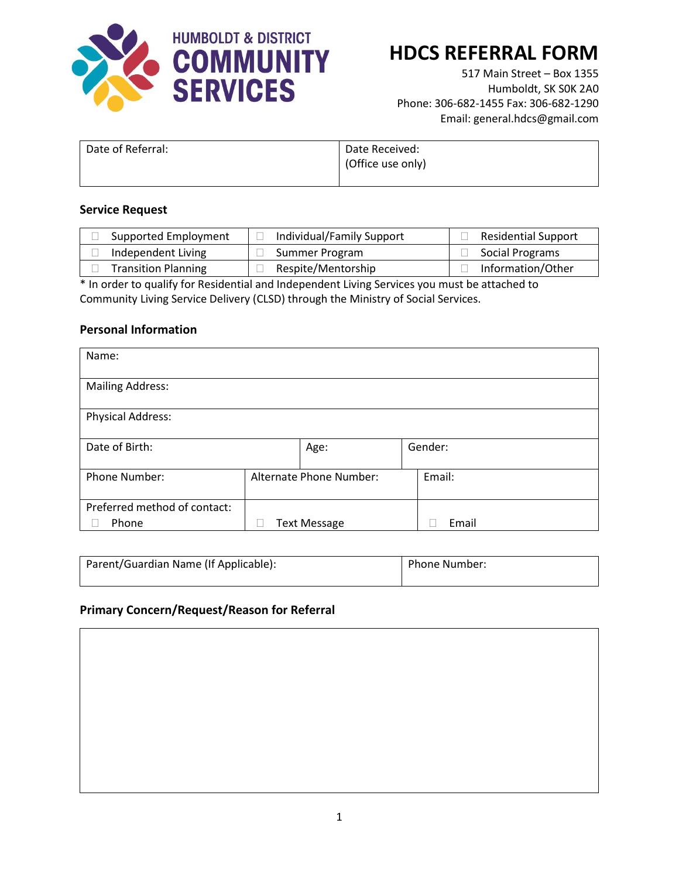HUMBOLDT & DISTRICT
COMMUNITY SERVICES

# HDCS REFERRAL FORM

517 Main Street – Box 1355
Humboldt, SK S0K 2A0
Phone: 306-682-1455 Fax: 306-682-1290
Email: general.hdcs@gmail.com

| Date of Referral: | Date Received: (Office use only) |
|---|---|

### Service Request

| | | |
|---|---|---|
| ☐ Supported Employment | ☐ Individual/Family Support | ☐ Residential Support |
| ☐ Independent Living | ☐ Summer Program | ☐ Social Programs |
| ☐ Transition Planning | ☐ Respite/Mentorship | ☐ Information/Other |

* In order to qualify for Residential and Independent Living Services you must be attached to Community Living Service Delivery (CLSD) through the Ministry of Social Services.

### Personal Information

| | | |
|---|---|---|
| Name: | | |
| Mailing Address: | | |
| Physical Address: | | |
| Date of Birth: | Age: | Gender: |
| Phone Number: | Alternate Phone Number: | Email: |
| Preferred method of contact: ☐ Phone | ☐ Text Message | ☐ Email |

| Parent/Guardian Name (If Applicable): | Phone Number: |
|---|---|

### Primary Concern/Request/Reason for Referral

| |
|---|
| |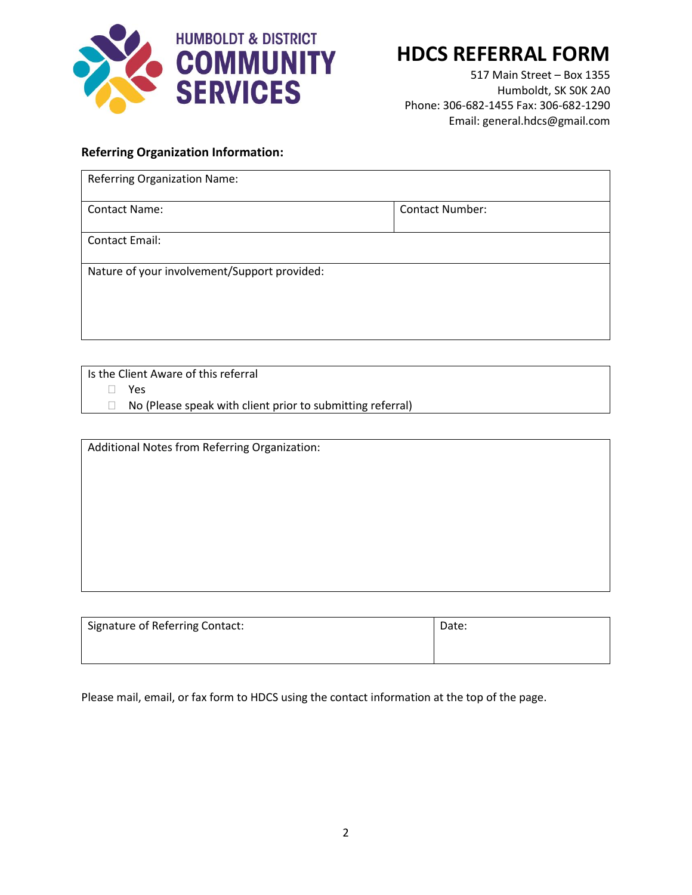HUMBOLDT & DISTRICT
COMMUNITY
SERVICES

# HDCS REFERRAL FORM

517 Main Street – Box 1355
Humboldt, SK S0K 2A0
Phone: 306-682-1455 Fax: 306-682-1290
Email: general.hdcs@gmail.com

**Referring Organization Information:**

| | |
|---|---|
| Referring Organization Name: | |
| Contact Name: | Contact Number: |
| Contact Email: | |
| Nature of your involvement/Support provided: | |

Is the Client Aware of this referral

- ☐ Yes
- ☐ No (Please speak with client prior to submitting referral)

Additional Notes from Referring Organization:

| | |
|---|---|
| Signature of Referring Contact: | Date: |

Please mail, email, or fax form to HDCS using the contact information at the top of the page.